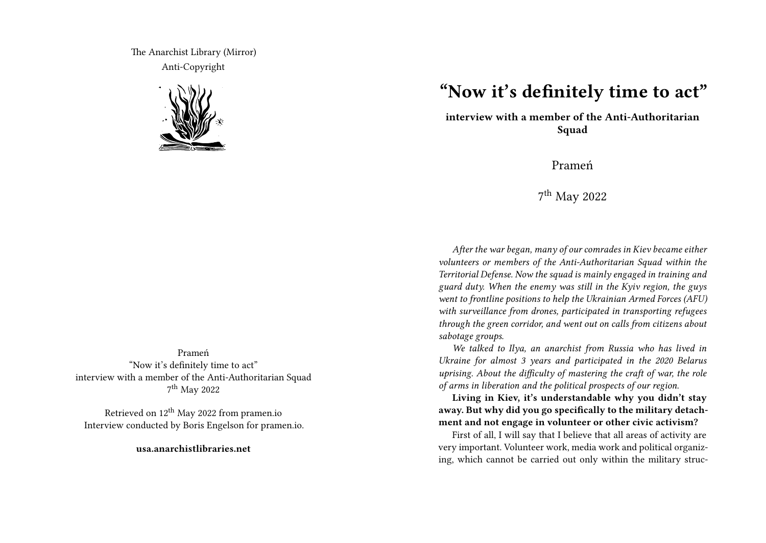The Anarchist Library (Mirror)
Anti-Copyright

Prameń
"Now it's definitely time to act"
interview with a member of the Anti-Authoritarian Squad
7th May 2022

Retrieved on 12th May 2022 from pramen.io
Interview conducted by Boris Engelson for pramen.io.

**usa.anarchistlibraries.net**

# "Now it's definitely time to act"

**interview with a member of the Anti-Authoritarian Squad**

Prameń

7th May 2022

*After the war began, many of our comrades in Kiev became either volunteers or members of the Anti-Authoritarian Squad within the Territorial Defense. Now the squad is mainly engaged in training and guard duty. When the enemy was still in the Kyiv region, the guys went to frontline positions to help the Ukrainian Armed Forces (AFU) with surveillance from drones, participated in transporting refugees through the green corridor, and went out on calls from citizens about sabotage groups.*

*We talked to Ilya, an anarchist from Russia who has lived in Ukraine for almost 3 years and participated in the 2020 Belarus uprising. About the difficulty of mastering the craft of war, the role of arms in liberation and the political prospects of our region.*

**Living in Kiev, it's understandable why you didn't stay away. But why did you go specifically to the military detachment and not engage in volunteer or other civic activism?**

First of all, I will say that I believe that all areas of activity are very important. Volunteer work, media work and political organizing, which cannot be carried out only within the military struc-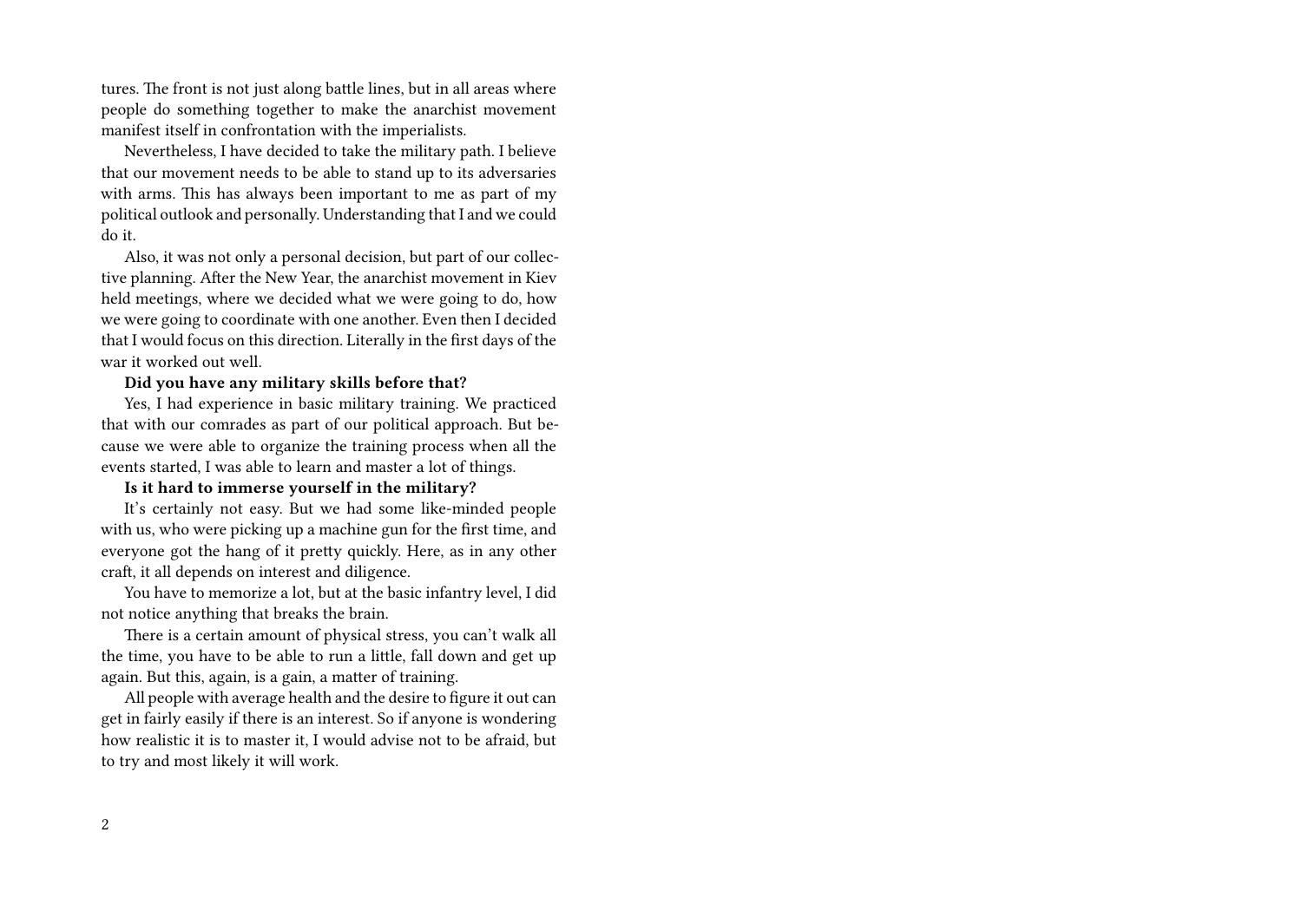tures. The front is not just along battle lines, but in all areas where people do something together to make the anarchist movement manifest itself in confrontation with the imperialists.

Nevertheless, I have decided to take the military path. I believe that our movement needs to be able to stand up to its adversaries with arms. This has always been important to me as part of my political outlook and personally. Understanding that I and we could do it.

Also, it was not only a personal decision, but part of our collective planning. After the New Year, the anarchist movement in Kiev held meetings, where we decided what we were going to do, how we were going to coordinate with one another. Even then I decided that I would focus on this direction. Literally in the first days of the war it worked out well.

**Did you have any military skills before that?**

Yes, I had experience in basic military training. We practiced that with our comrades as part of our political approach. But because we were able to organize the training process when all the events started, I was able to learn and master a lot of things.

**Is it hard to immerse yourself in the military?**

It's certainly not easy. But we had some like-minded people with us, who were picking up a machine gun for the first time, and everyone got the hang of it pretty quickly. Here, as in any other craft, it all depends on interest and diligence.

You have to memorize a lot, but at the basic infantry level, I did not notice anything that breaks the brain.

There is a certain amount of physical stress, you can't walk all the time, you have to be able to run a little, fall down and get up again. But this, again, is a gain, a matter of training.

All people with average health and the desire to figure it out can get in fairly easily if there is an interest. So if anyone is wondering how realistic it is to master it, I would advise not to be afraid, but to try and most likely it will work.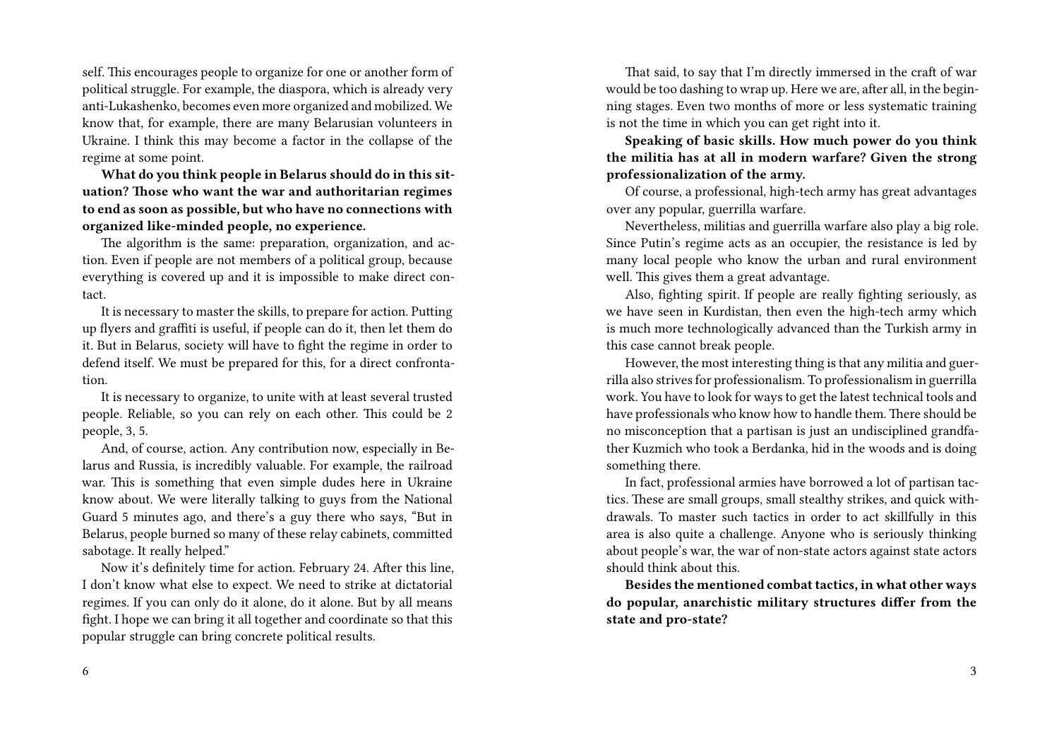self. This encourages people to organize for one or another form of political struggle. For example, the diaspora, which is already very anti-Lukashenko, becomes even more organized and mobilized. We know that, for example, there are many Belarusian volunteers in Ukraine. I think this may become a factor in the collapse of the regime at some point.

**What do you think people in Belarus should do in this situation? Those who want the war and authoritarian regimes to end as soon as possible, but who have no connections with organized like-minded people, no experience.**

The algorithm is the same: preparation, organization, and action. Even if people are not members of a political group, because everything is covered up and it is impossible to make direct contact.

It is necessary to master the skills, to prepare for action. Putting up flyers and graffiti is useful, if people can do it, then let them do it. But in Belarus, society will have to fight the regime in order to defend itself. We must be prepared for this, for a direct confrontation.

It is necessary to organize, to unite with at least several trusted people. Reliable, so you can rely on each other. This could be 2 people, 3, 5.

And, of course, action. Any contribution now, especially in Belarus and Russia, is incredibly valuable. For example, the railroad war. This is something that even simple dudes here in Ukraine know about. We were literally talking to guys from the National Guard 5 minutes ago, and there's a guy there who says, "But in Belarus, people burned so many of these relay cabinets, committed sabotage. It really helped."

Now it's definitely time for action. February 24. After this line, I don't know what else to expect. We need to strike at dictatorial regimes. If you can only do it alone, do it alone. But by all means fight. I hope we can bring it all together and coordinate so that this popular struggle can bring concrete political results.

That said, to say that I'm directly immersed in the craft of war would be too dashing to wrap up. Here we are, after all, in the beginning stages. Even two months of more or less systematic training is not the time in which you can get right into it.

**Speaking of basic skills. How much power do you think the militia has at all in modern warfare? Given the strong professionalization of the army.**

Of course, a professional, high-tech army has great advantages over any popular, guerrilla warfare.

Nevertheless, militias and guerrilla warfare also play a big role. Since Putin's regime acts as an occupier, the resistance is led by many local people who know the urban and rural environment well. This gives them a great advantage.

Also, fighting spirit. If people are really fighting seriously, as we have seen in Kurdistan, then even the high-tech army which is much more technologically advanced than the Turkish army in this case cannot break people.

However, the most interesting thing is that any militia and guerrilla also strives for professionalism. To professionalism in guerrilla work. You have to look for ways to get the latest technical tools and have professionals who know how to handle them. There should be no misconception that a partisan is just an undisciplined grandfather Kuzmich who took a Berdanka, hid in the woods and is doing something there.

In fact, professional armies have borrowed a lot of partisan tactics. These are small groups, small stealthy strikes, and quick withdrawals. To master such tactics in order to act skillfully in this area is also quite a challenge. Anyone who is seriously thinking about people's war, the war of non-state actors against state actors should think about this.

**Besides the mentioned combat tactics, in what other ways do popular, anarchistic military structures differ from the state and pro-state?**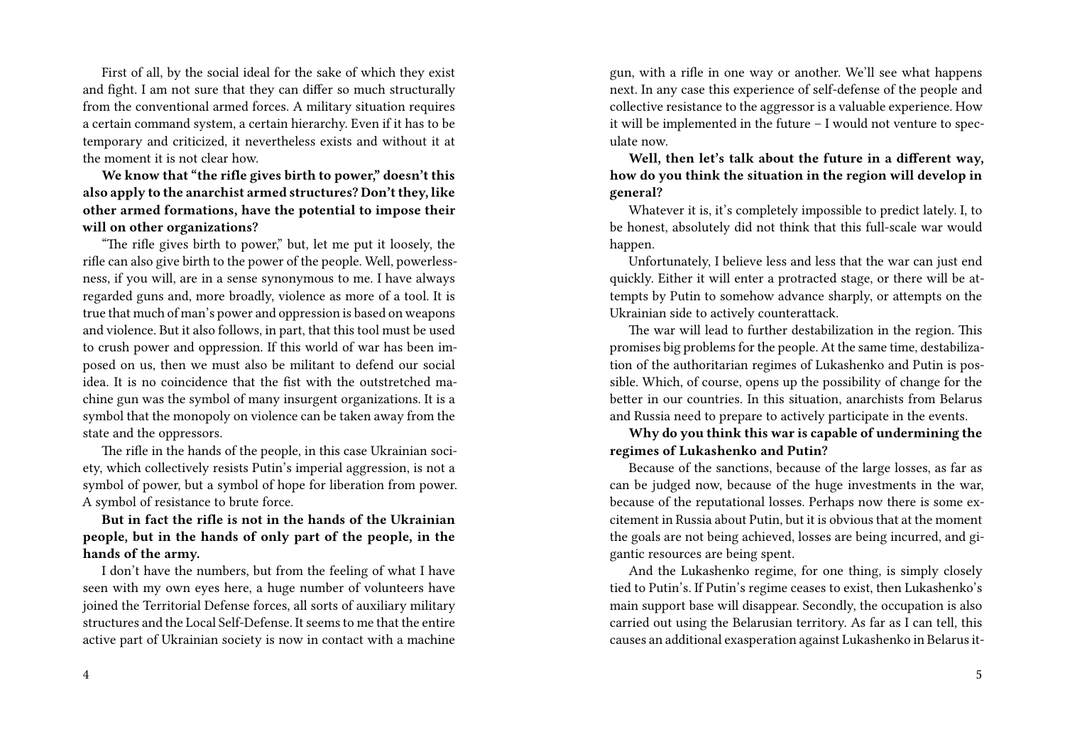First of all, by the social ideal for the sake of which they exist and fight. I am not sure that they can differ so much structurally from the conventional armed forces. A military situation requires a certain command system, a certain hierarchy. Even if it has to be temporary and criticized, it nevertheless exists and without it at the moment it is not clear how.

**We know that "the rifle gives birth to power," doesn't this also apply to the anarchist armed structures? Don't they, like other armed formations, have the potential to impose their will on other organizations?**

"The rifle gives birth to power," but, let me put it loosely, the rifle can also give birth to the power of the people. Well, powerlessness, if you will, are in a sense synonymous to me. I have always regarded guns and, more broadly, violence as more of a tool. It is true that much of man's power and oppression is based on weapons and violence. But it also follows, in part, that this tool must be used to crush power and oppression. If this world of war has been imposed on us, then we must also be militant to defend our social idea. It is no coincidence that the fist with the outstretched machine gun was the symbol of many insurgent organizations. It is a symbol that the monopoly on violence can be taken away from the state and the oppressors.

The rifle in the hands of the people, in this case Ukrainian society, which collectively resists Putin's imperial aggression, is not a symbol of power, but a symbol of hope for liberation from power. A symbol of resistance to brute force.

**But in fact the rifle is not in the hands of the Ukrainian people, but in the hands of only part of the people, in the hands of the army.**

I don't have the numbers, but from the feeling of what I have seen with my own eyes here, a huge number of volunteers have joined the Territorial Defense forces, all sorts of auxiliary military structures and the Local Self-Defense. It seems to me that the entire active part of Ukrainian society is now in contact with a machine gun, with a rifle in one way or another. We'll see what happens next. In any case this experience of self-defense of the people and collective resistance to the aggressor is a valuable experience. How it will be implemented in the future – I would not venture to speculate now.

**Well, then let's talk about the future in a different way, how do you think the situation in the region will develop in general?**

Whatever it is, it's completely impossible to predict lately. I, to be honest, absolutely did not think that this full-scale war would happen.

Unfortunately, I believe less and less that the war can just end quickly. Either it will enter a protracted stage, or there will be attempts by Putin to somehow advance sharply, or attempts on the Ukrainian side to actively counterattack.

The war will lead to further destabilization in the region. This promises big problems for the people. At the same time, destabilization of the authoritarian regimes of Lukashenko and Putin is possible. Which, of course, opens up the possibility of change for the better in our countries. In this situation, anarchists from Belarus and Russia need to prepare to actively participate in the events.

**Why do you think this war is capable of undermining the regimes of Lukashenko and Putin?**

Because of the sanctions, because of the large losses, as far as can be judged now, because of the huge investments in the war, because of the reputational losses. Perhaps now there is some excitement in Russia about Putin, but it is obvious that at the moment the goals are not being achieved, losses are being incurred, and gigantic resources are being spent.

And the Lukashenko regime, for one thing, is simply closely tied to Putin's. If Putin's regime ceases to exist, then Lukashenko's main support base will disappear. Secondly, the occupation is also carried out using the Belarusian territory. As far as I can tell, this causes an additional exasperation against Lukashenko in Belarus it-